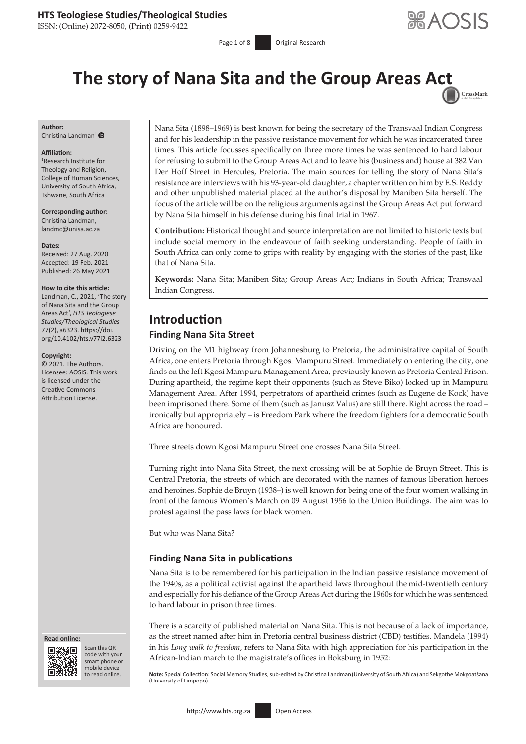# The story of Nana Sita and the Group Areas Act

**Author:**
Christina Landman[1]

**Affiliation:**
[1]Research Institute for Theology and Religion, College of Human Sciences, University of South Africa, Tshwane, South Africa

**Corresponding author:**
Christina Landman,
landmc@unisa.ac.za

**Dates:**
Received: 27 Aug. 2020
Accepted: 19 Feb. 2021
Published: 26 May 2021

**How to cite this article:**
Landman, C., 2021, 'The story of Nana Sita and the Group Areas Act', *HTS Teologiese Studies/Theological Studies* 77(2), a6323. https://doi.org/10.4102/hts.v77i2.6323

**Copyright:**
© 2021. The Authors. Licensee: AOSIS. This work is licensed under the Creative Commons Attribution License.

Nana Sita (1898–1969) is best known for being the secretary of the Transvaal Indian Congress and for his leadership in the passive resistance movement for which he was incarcerated three times. This article focusses specifically on three more times he was sentenced to hard labour for refusing to submit to the Group Areas Act and to leave his (business and) house at 382 Van Der Hoff Street in Hercules, Pretoria. The main sources for telling the story of Nana Sita's resistance are interviews with his 93-year-old daughter, a chapter written on him by E.S. Reddy and other unpublished material placed at the author's disposal by Maniben Sita herself. The focus of the article will be on the religious arguments against the Group Areas Act put forward by Nana Sita himself in his defense during his final trial in 1967.

**Contribution:** Historical thought and source interpretation are not limited to historic texts but include social memory in the endeavour of faith seeking understanding. People of faith in South Africa can only come to grips with reality by engaging with the stories of the past, like that of Nana Sita.

**Keywords:** Nana Sita; Maniben Sita; Group Areas Act; Indians in South Africa; Transvaal Indian Congress.

## Introduction

### Finding Nana Sita Street

Driving on the M1 highway from Johannesburg to Pretoria, the administrative capital of South Africa, one enters Pretoria through Kgosi Mampuru Street. Immediately on entering the city, one finds on the left Kgosi Mampuru Management Area, previously known as Pretoria Central Prison. During apartheid, the regime kept their opponents (such as Steve Biko) locked up in Mampuru Management Area. After 1994, perpetrators of apartheid crimes (such as Eugene de Kock) have been imprisoned there. Some of them (such as Janusz Waluś) are still there. Right across the road – ironically but appropriately – is Freedom Park where the freedom fighters for a democratic South Africa are honoured.

Three streets down Kgosi Mampuru Street one crosses Nana Sita Street.

Turning right into Nana Sita Street, the next crossing will be at Sophie de Bruyn Street. This is Central Pretoria, the streets of which are decorated with the names of famous liberation heroes and heroines. Sophie de Bruyn (1938–) is well known for being one of the four women walking in front of the famous Women's March on 09 August 1956 to the Union Buildings. The aim was to protest against the pass laws for black women.

But who was Nana Sita?

### Finding Nana Sita in publications

Nana Sita is to be remembered for his participation in the Indian passive resistance movement of the 1940s, as a political activist against the apartheid laws throughout the mid-twentieth century and especially for his defiance of the Group Areas Act during the 1960s for which he was sentenced to hard labour in prison three times.

There is a scarcity of published material on Nana Sita. This is not because of a lack of importance, as the street named after him in Pretoria central business district (CBD) testifies. Mandela (1994) in his *Long walk to freedom*, refers to Nana Sita with high appreciation for his participation in the African-Indian march to the magistrate's offices in Boksburg in 1952:

**Note:** Special Collection: Social Memory Studies, sub-edited by Christina Landman (University of South Africa) and Sekgothe Mokgoatšana (University of Limpopo).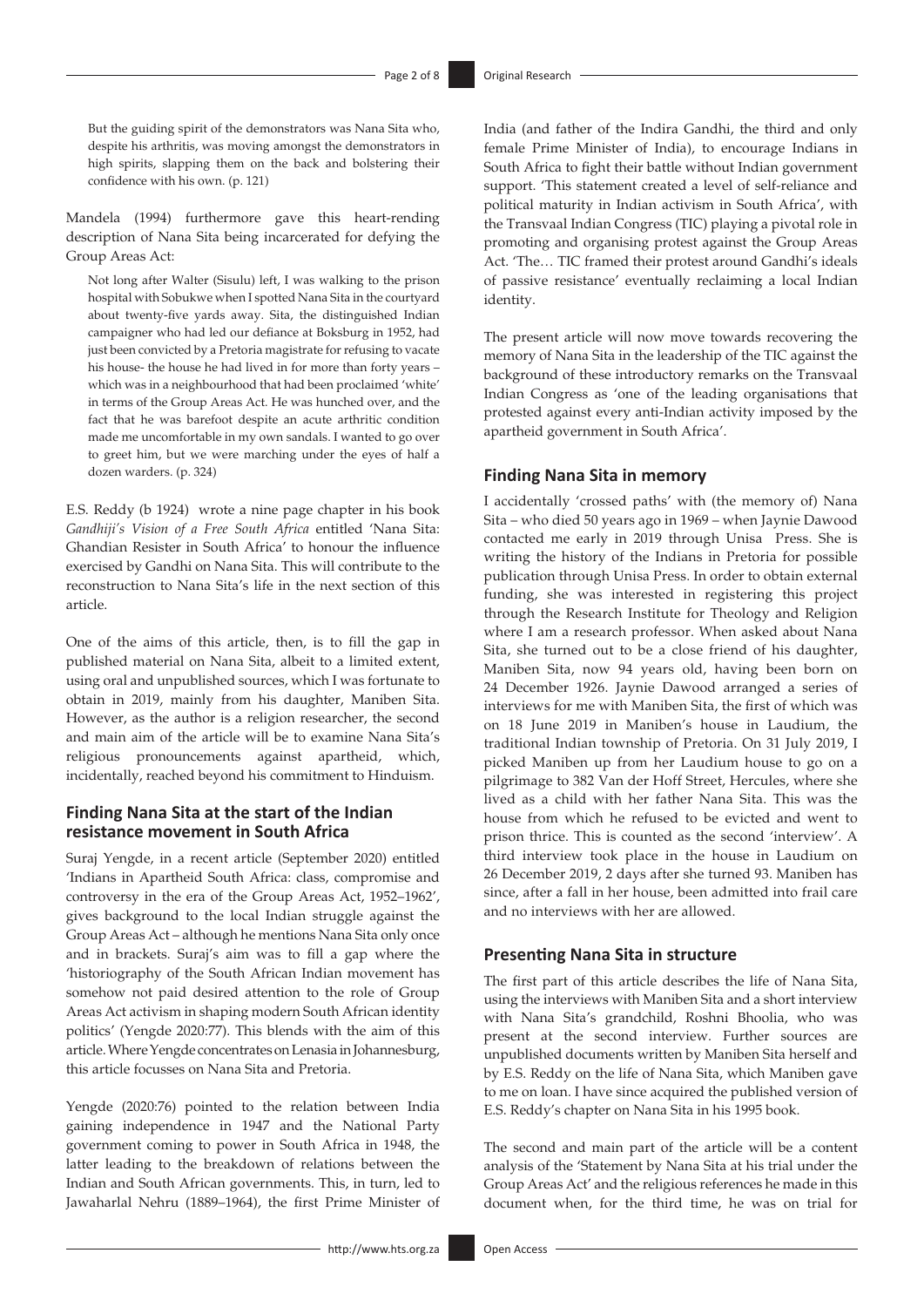> But the guiding spirit of the demonstrators was Nana Sita who, despite his arthritis, was moving amongst the demonstrators in high spirits, slapping them on the back and bolstering their confidence with his own. (p. 121)

Mandela (1994) furthermore gave this heart-rending description of Nana Sita being incarcerated for defying the Group Areas Act:

> Not long after Walter (Sisulu) left, I was walking to the prison hospital with Sobukwe when I spotted Nana Sita in the courtyard about twenty-five yards away. Sita, the distinguished Indian campaigner who had led our defiance at Boksburg in 1952, had just been convicted by a Pretoria magistrate for refusing to vacate his house- the house he had lived in for more than forty years – which was in a neighbourhood that had been proclaimed 'white' in terms of the Group Areas Act. He was hunched over, and the fact that he was barefoot despite an acute arthritic condition made me uncomfortable in my own sandals. I wanted to go over to greet him, but we were marching under the eyes of half a dozen warders. (p. 324)

E.S. Reddy (b 1924) wrote a nine page chapter in his book *Gandhiji's Vision of a Free South Africa* entitled 'Nana Sita: Ghandian Resister in South Africa' to honour the influence exercised by Gandhi on Nana Sita. This will contribute to the reconstruction to Nana Sita's life in the next section of this article.

One of the aims of this article, then, is to fill the gap in published material on Nana Sita, albeit to a limited extent, using oral and unpublished sources, which I was fortunate to obtain in 2019, mainly from his daughter, Maniben Sita. However, as the author is a religion researcher, the second and main aim of the article will be to examine Nana Sita's religious pronouncements against apartheid, which, incidentally, reached beyond his commitment to Hinduism.

## Finding Nana Sita at the start of the Indian resistance movement in South Africa

Suraj Yengde, in a recent article (September 2020) entitled 'Indians in Apartheid South Africa: class, compromise and controversy in the era of the Group Areas Act, 1952–1962', gives background to the local Indian struggle against the Group Areas Act – although he mentions Nana Sita only once and in brackets. Suraj's aim was to fill a gap where the 'historiography of the South African Indian movement has somehow not paid desired attention to the role of Group Areas Act activism in shaping modern South African identity politics' (Yengde 2020:77). This blends with the aim of this article. Where Yengde concentrates on Lenasia in Johannesburg, this article focusses on Nana Sita and Pretoria.

Yengde (2020:76) pointed to the relation between India gaining independence in 1947 and the National Party government coming to power in South Africa in 1948, the latter leading to the breakdown of relations between the Indian and South African governments. This, in turn, led to Jawaharlal Nehru (1889–1964), the first Prime Minister of India (and father of the Indira Gandhi, the third and only female Prime Minister of India), to encourage Indians in South Africa to fight their battle without Indian government support. 'This statement created a level of self-reliance and political maturity in Indian activism in South Africa', with the Transvaal Indian Congress (TIC) playing a pivotal role in promoting and organising protest against the Group Areas Act. 'The… TIC framed their protest around Gandhi's ideals of passive resistance' eventually reclaiming a local Indian identity.

The present article will now move towards recovering the memory of Nana Sita in the leadership of the TIC against the background of these introductory remarks on the Transvaal Indian Congress as 'one of the leading organisations that protested against every anti-Indian activity imposed by the apartheid government in South Africa'.

## Finding Nana Sita in memory

I accidentally 'crossed paths' with (the memory of) Nana Sita – who died 50 years ago in 1969 – when Jaynie Dawood contacted me early in 2019 through Unisa Press. She is writing the history of the Indians in Pretoria for possible publication through Unisa Press. In order to obtain external funding, she was interested in registering this project through the Research Institute for Theology and Religion where I am a research professor. When asked about Nana Sita, she turned out to be a close friend of his daughter, Maniben Sita, now 94 years old, having been born on 24 December 1926. Jaynie Dawood arranged a series of interviews for me with Maniben Sita, the first of which was on 18 June 2019 in Maniben's house in Laudium, the traditional Indian township of Pretoria. On 31 July 2019, I picked Maniben up from her Laudium house to go on a pilgrimage to 382 Van der Hoff Street, Hercules, where she lived as a child with her father Nana Sita. This was the house from which he refused to be evicted and went to prison thrice. This is counted as the second 'interview'. A third interview took place in the house in Laudium on 26 December 2019, 2 days after she turned 93. Maniben has since, after a fall in her house, been admitted into frail care and no interviews with her are allowed.

## Presenting Nana Sita in structure

The first part of this article describes the life of Nana Sita, using the interviews with Maniben Sita and a short interview with Nana Sita's grandchild, Roshni Bhoolia, who was present at the second interview. Further sources are unpublished documents written by Maniben Sita herself and by E.S. Reddy on the life of Nana Sita, which Maniben gave to me on loan. I have since acquired the published version of E.S. Reddy's chapter on Nana Sita in his 1995 book.

The second and main part of the article will be a content analysis of the 'Statement by Nana Sita at his trial under the Group Areas Act' and the religious references he made in this document when, for the third time, he was on trial for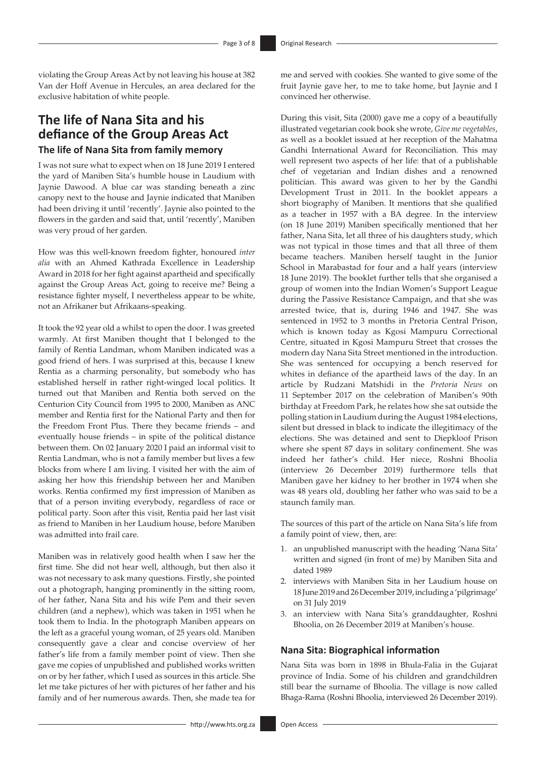violating the Group Areas Act by not leaving his house at 382 Van der Hoff Avenue in Hercules, an area declared for the exclusive habitation of white people.

## The life of Nana Sita and his defiance of the Group Areas Act

### The life of Nana Sita from family memory

I was not sure what to expect when on 18 June 2019 I entered the yard of Maniben Sita's humble house in Laudium with Jaynie Dawood. A blue car was standing beneath a zinc canopy next to the house and Jaynie indicated that Maniben had been driving it until 'recently'. Jaynie also pointed to the flowers in the garden and said that, until 'recently', Maniben was very proud of her garden.

How was this well-known freedom fighter, honoured *inter alia* with an Ahmed Kathrada Excellence in Leadership Award in 2018 for her fight against apartheid and specifically against the Group Areas Act, going to receive me? Being a resistance fighter myself, I nevertheless appear to be white, not an Afrikaner but Afrikaans-speaking.

It took the 92 year old a whilst to open the door. I was greeted warmly. At first Maniben thought that I belonged to the family of Rentia Landman, whom Maniben indicated was a good friend of hers. I was surprised at this, because I knew Rentia as a charming personality, but somebody who has established herself in rather right-winged local politics. It turned out that Maniben and Rentia both served on the Centurion City Council from 1995 to 2000, Maniben as ANC member and Rentia first for the National Party and then for the Freedom Front Plus. There they became friends – and eventually house friends – in spite of the political distance between them. On 02 January 2020 I paid an informal visit to Rentia Landman, who is not a family member but lives a few blocks from where I am living. I visited her with the aim of asking her how this friendship between her and Maniben works. Rentia confirmed my first impression of Maniben as that of a person inviting everybody, regardless of race or political party. Soon after this visit, Rentia paid her last visit as friend to Maniben in her Laudium house, before Maniben was admitted into frail care.

Maniben was in relatively good health when I saw her the first time. She did not hear well, although, but then also it was not necessary to ask many questions. Firstly, she pointed out a photograph, hanging prominently in the sitting room, of her father, Nana Sita and his wife Pem and their seven children (and a nephew), which was taken in 1951 when he took them to India. In the photograph Maniben appears on the left as a graceful young woman, of 25 years old. Maniben consequently gave a clear and concise overview of her father's life from a family member point of view. Then she gave me copies of unpublished and published works written on or by her father, which I used as sources in this article. She let me take pictures of her with pictures of her father and his family and of her numerous awards. Then, she made tea for me and served with cookies. She wanted to give some of the fruit Jaynie gave her, to me to take home, but Jaynie and I convinced her otherwise.

During this visit, Sita (2000) gave me a copy of a beautifully illustrated vegetarian cook book she wrote, *Give me vegetables*, as well as a booklet issued at her reception of the Mahatma Gandhi International Award for Reconciliation. This may well represent two aspects of her life: that of a publishable chef of vegetarian and Indian dishes and a renowned politician. This award was given to her by the Gandhi Development Trust in 2011. In the booklet appears a short biography of Maniben. It mentions that she qualified as a teacher in 1957 with a BA degree. In the interview (on 18 June 2019) Maniben specifically mentioned that her father, Nana Sita, let all three of his daughters study, which was not typical in those times and that all three of them became teachers. Maniben herself taught in the Junior School in Marabastad for four and a half years (interview 18 June 2019). The booklet further tells that she organised a group of women into the Indian Women's Support League during the Passive Resistance Campaign, and that she was arrested twice, that is, during 1946 and 1947. She was sentenced in 1952 to 3 months in Pretoria Central Prison, which is known today as Kgosi Mampuru Correctional Centre, situated in Kgosi Mampuru Street that crosses the modern day Nana Sita Street mentioned in the introduction. She was sentenced for occupying a bench reserved for whites in defiance of the apartheid laws of the day. In an article by Rudzani Matshidi in the *Pretoria News* on 11 September 2017 on the celebration of Maniben's 90th birthday at Freedom Park, he relates how she sat outside the polling station in Laudium during the August 1984 elections, silent but dressed in black to indicate the illegitimacy of the elections. She was detained and sent to Diepkloof Prison where she spent 87 days in solitary confinement. She was indeed her father's child. Her niece, Roshni Bhoolia (interview 26 December 2019) furthermore tells that Maniben gave her kidney to her brother in 1974 when she was 48 years old, doubling her father who was said to be a staunch family man.

The sources of this part of the article on Nana Sita's life from a family point of view, then, are:

1. an unpublished manuscript with the heading 'Nana Sita' written and signed (in front of me) by Maniben Sita and dated 1989
2. interviews with Maniben Sita in her Laudium house on 18 June 2019 and 26 December 2019, including a 'pilgrimage' on 31 July 2019
3. an interview with Nana Sita's granddaughter, Roshni Bhoolia, on 26 December 2019 at Maniben's house.

### Nana Sita: Biographical information

Nana Sita was born in 1898 in Bhula-Falia in the Gujarat province of India. Some of his children and grandchildren still bear the surname of Bhoolia. The village is now called Bhaga-Rama (Roshni Bhoolia, interviewed 26 December 2019).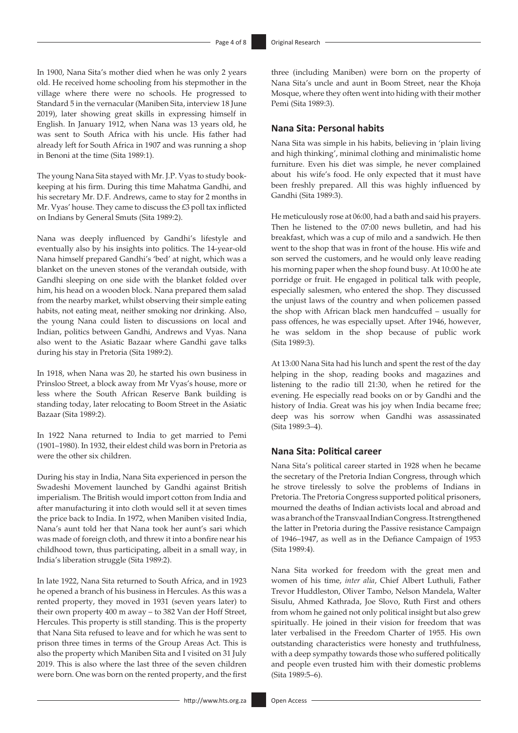In 1900, Nana Sita's mother died when he was only 2 years old. He received home schooling from his stepmother in the village where there were no schools. He progressed to Standard 5 in the vernacular (Maniben Sita, interview 18 June 2019), later showing great skills in expressing himself in English. In January 1912, when Nana was 13 years old, he was sent to South Africa with his uncle. His father had already left for South Africa in 1907 and was running a shop in Benoni at the time (Sita 1989:1).

The young Nana Sita stayed with Mr. J.P. Vyas to study book-keeping at his firm. During this time Mahatma Gandhi, and his secretary Mr. D.F. Andrews, came to stay for 2 months in Mr. Vyas' house. They came to discuss the £3 poll tax inflicted on Indians by General Smuts (Sita 1989:2).

Nana was deeply influenced by Gandhi's lifestyle and eventually also by his insights into politics. The 14-year-old Nana himself prepared Gandhi's 'bed' at night, which was a blanket on the uneven stones of the verandah outside, with Gandhi sleeping on one side with the blanket folded over him, his head on a wooden block. Nana prepared them salad from the nearby market, whilst observing their simple eating habits, not eating meat, neither smoking nor drinking. Also, the young Nana could listen to discussions on local and Indian, politics between Gandhi, Andrews and Vyas. Nana also went to the Asiatic Bazaar where Gandhi gave talks during his stay in Pretoria (Sita 1989:2).

In 1918, when Nana was 20, he started his own business in Prinsloo Street, a block away from Mr Vyas's house, more or less where the South African Reserve Bank building is standing today, later relocating to Boom Street in the Asiatic Bazaar (Sita 1989:2).

In 1922 Nana returned to India to get married to Pemi (1901–1980). In 1932, their eldest child was born in Pretoria as were the other six children.

During his stay in India, Nana Sita experienced in person the Swadeshi Movement launched by Gandhi against British imperialism. The British would import cotton from India and after manufacturing it into cloth would sell it at seven times the price back to India. In 1972, when Maniben visited India, Nana's aunt told her that Nana took her aunt's sari which was made of foreign cloth, and threw it into a bonfire near his childhood town, thus participating, albeit in a small way, in India's liberation struggle (Sita 1989:2).

In late 1922, Nana Sita returned to South Africa, and in 1923 he opened a branch of his business in Hercules. As this was a rented property, they moved in 1931 (seven years later) to their own property 400 m away – to 382 Van der Hoff Street, Hercules. This property is still standing. This is the property that Nana Sita refused to leave and for which he was sent to prison three times in terms of the Group Areas Act. This is also the property which Maniben Sita and I visited on 31 July 2019. This is also where the last three of the seven children were born. One was born on the rented property, and the first three (including Maniben) were born on the property of Nana Sita's uncle and aunt in Boom Street, near the Khoja Mosque, where they often went into hiding with their mother Pemi (Sita 1989:3).

## Nana Sita: Personal habits

Nana Sita was simple in his habits, believing in 'plain living and high thinking', minimal clothing and minimalistic home furniture. Even his diet was simple, he never complained about his wife's food. He only expected that it must have been freshly prepared. All this was highly influenced by Gandhi (Sita 1989:3).

He meticulously rose at 06:00, had a bath and said his prayers. Then he listened to the 07:00 news bulletin, and had his breakfast, which was a cup of milo and a sandwich. He then went to the shop that was in front of the house. His wife and son served the customers, and he would only leave reading his morning paper when the shop found busy. At 10:00 he ate porridge or fruit. He engaged in political talk with people, especially salesmen, who entered the shop. They discussed the unjust laws of the country and when policemen passed the shop with African black men handcuffed – usually for pass offences, he was especially upset. After 1946, however, he was seldom in the shop because of public work (Sita 1989:3).

At 13:00 Nana Sita had his lunch and spent the rest of the day helping in the shop, reading books and magazines and listening to the radio till 21:30, when he retired for the evening. He especially read books on or by Gandhi and the history of India. Great was his joy when India became free; deep was his sorrow when Gandhi was assassinated (Sita 1989:3–4).

## Nana Sita: Political career

Nana Sita's political career started in 1928 when he became the secretary of the Pretoria Indian Congress, through which he strove tirelessly to solve the problems of Indians in Pretoria. The Pretoria Congress supported political prisoners, mourned the deaths of Indian activists local and abroad and was a branch of the Transvaal Indian Congress. It strengthened the latter in Pretoria during the Passive resistance Campaign of 1946–1947, as well as in the Defiance Campaign of 1953 (Sita 1989:4).

Nana Sita worked for freedom with the great men and women of his time, *inter alia*, Chief Albert Luthuli, Father Trevor Huddleston, Oliver Tambo, Nelson Mandela, Walter Sisulu, Ahmed Kathrada, Joe Slovo, Ruth First and others from whom he gained not only political insight but also grew spiritually. He joined in their vision for freedom that was later verbalised in the Freedom Charter of 1955. His own outstanding characteristics were honesty and truthfulness, with a deep sympathy towards those who suffered politically and people even trusted him with their domestic problems (Sita 1989:5–6).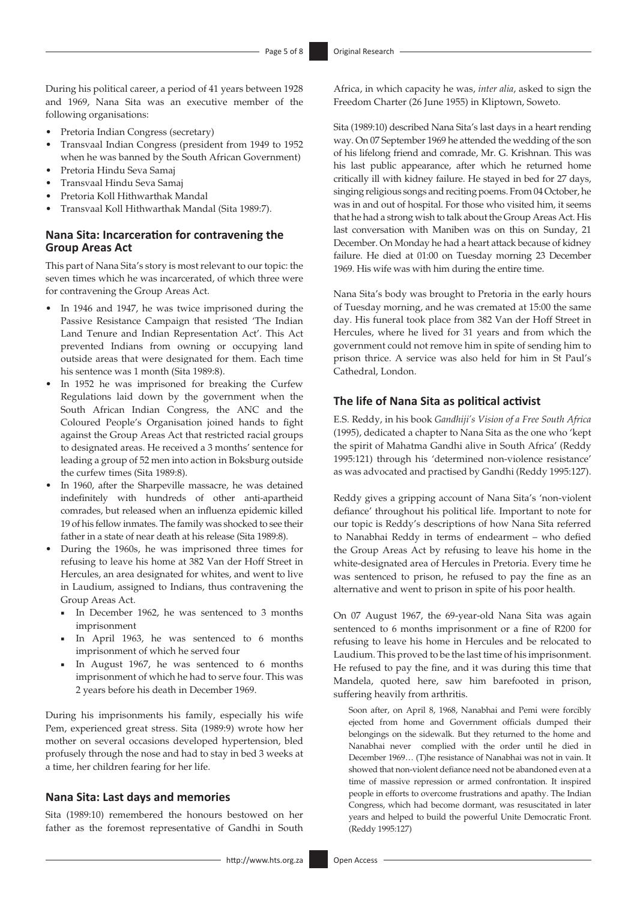During his political career, a period of 41 years between 1928 and 1969, Nana Sita was an executive member of the following organisations:

- Pretoria Indian Congress (secretary)
- Transvaal Indian Congress (president from 1949 to 1952 when he was banned by the South African Government)
- Pretoria Hindu Seva Samaj
- Transvaal Hindu Seva Samaj
- Pretoria Koll Hithwarthak Mandal
- Transvaal Koll Hithwarthak Mandal (Sita 1989:7).

## Nana Sita: Incarceration for contravening the Group Areas Act

This part of Nana Sita's story is most relevant to our topic: the seven times which he was incarcerated, of which three were for contravening the Group Areas Act.

- In 1946 and 1947, he was twice imprisoned during the Passive Resistance Campaign that resisted 'The Indian Land Tenure and Indian Representation Act'. This Act prevented Indians from owning or occupying land outside areas that were designated for them. Each time his sentence was 1 month (Sita 1989:8).
- In 1952 he was imprisoned for breaking the Curfew Regulations laid down by the government when the South African Indian Congress, the ANC and the Coloured People's Organisation joined hands to fight against the Group Areas Act that restricted racial groups to designated areas. He received a 3 months' sentence for leading a group of 52 men into action in Boksburg outside the curfew times (Sita 1989:8).
- In 1960, after the Sharpeville massacre, he was detained indefinitely with hundreds of other anti-apartheid comrades, but released when an influenza epidemic killed 19 of his fellow inmates. The family was shocked to see their father in a state of near death at his release (Sita 1989:8).
- During the 1960s, he was imprisoned three times for refusing to leave his home at 382 Van der Hoff Street in Hercules, an area designated for whites, and went to live in Laudium, assigned to Indians, thus contravening the Group Areas Act.
  - In December 1962, he was sentenced to 3 months imprisonment
  - In April 1963, he was sentenced to 6 months imprisonment of which he served four
  - In August 1967, he was sentenced to 6 months imprisonment of which he had to serve four. This was 2 years before his death in December 1969.

During his imprisonments his family, especially his wife Pem, experienced great stress. Sita (1989:9) wrote how her mother on several occasions developed hypertension, bled profusely through the nose and had to stay in bed 3 weeks at a time, her children fearing for her life.

## Nana Sita: Last days and memories

Sita (1989:10) remembered the honours bestowed on her father as the foremost representative of Gandhi in South Africa, in which capacity he was, *inter alia*, asked to sign the Freedom Charter (26 June 1955) in Kliptown, Soweto.

Sita (1989:10) described Nana Sita's last days in a heart rending way. On 07 September 1969 he attended the wedding of the son of his lifelong friend and comrade, Mr. G. Krishnan. This was his last public appearance, after which he returned home critically ill with kidney failure. He stayed in bed for 27 days, singing religious songs and reciting poems. From 04 October, he was in and out of hospital. For those who visited him, it seems that he had a strong wish to talk about the Group Areas Act. His last conversation with Maniben was on this on Sunday, 21 December. On Monday he had a heart attack because of kidney failure. He died at 01:00 on Tuesday morning 23 December 1969. His wife was with him during the entire time.

Nana Sita's body was brought to Pretoria in the early hours of Tuesday morning, and he was cremated at 15:00 the same day. His funeral took place from 382 Van der Hoff Street in Hercules, where he lived for 31 years and from which the government could not remove him in spite of sending him to prison thrice. A service was also held for him in St Paul's Cathedral, London.

## The life of Nana Sita as political activist

E.S. Reddy, in his book *Gandhiji's Vision of a Free South Africa* (1995), dedicated a chapter to Nana Sita as the one who 'kept the spirit of Mahatma Gandhi alive in South Africa' (Reddy 1995:121) through his 'determined non-violence resistance' as was advocated and practised by Gandhi (Reddy 1995:127).

Reddy gives a gripping account of Nana Sita's 'non-violent defiance' throughout his political life. Important to note for our topic is Reddy's descriptions of how Nana Sita referred to Nanabhai Reddy in terms of endearment – who defied the Group Areas Act by refusing to leave his home in the white-designated area of Hercules in Pretoria. Every time he was sentenced to prison, he refused to pay the fine as an alternative and went to prison in spite of his poor health.

On 07 August 1967, the 69-year-old Nana Sita was again sentenced to 6 months imprisonment or a fine of R200 for refusing to leave his home in Hercules and be relocated to Laudium. This proved to be the last time of his imprisonment. He refused to pay the fine, and it was during this time that Mandela, quoted here, saw him barefooted in prison, suffering heavily from arthritis.

> Soon after, on April 8, 1968, Nanabhai and Pemi were forcibly ejected from home and Government officials dumped their belongings on the sidewalk. But they returned to the home and Nanabhai never complied with the order until he died in December 1969… (T)he resistance of Nanabhai was not in vain. It showed that non-violent defiance need not be abandoned even at a time of massive repression or armed confrontation. It inspired people in efforts to overcome frustrations and apathy. The Indian Congress, which had become dormant, was resuscitated in later years and helped to build the powerful Unite Democratic Front. (Reddy 1995:127)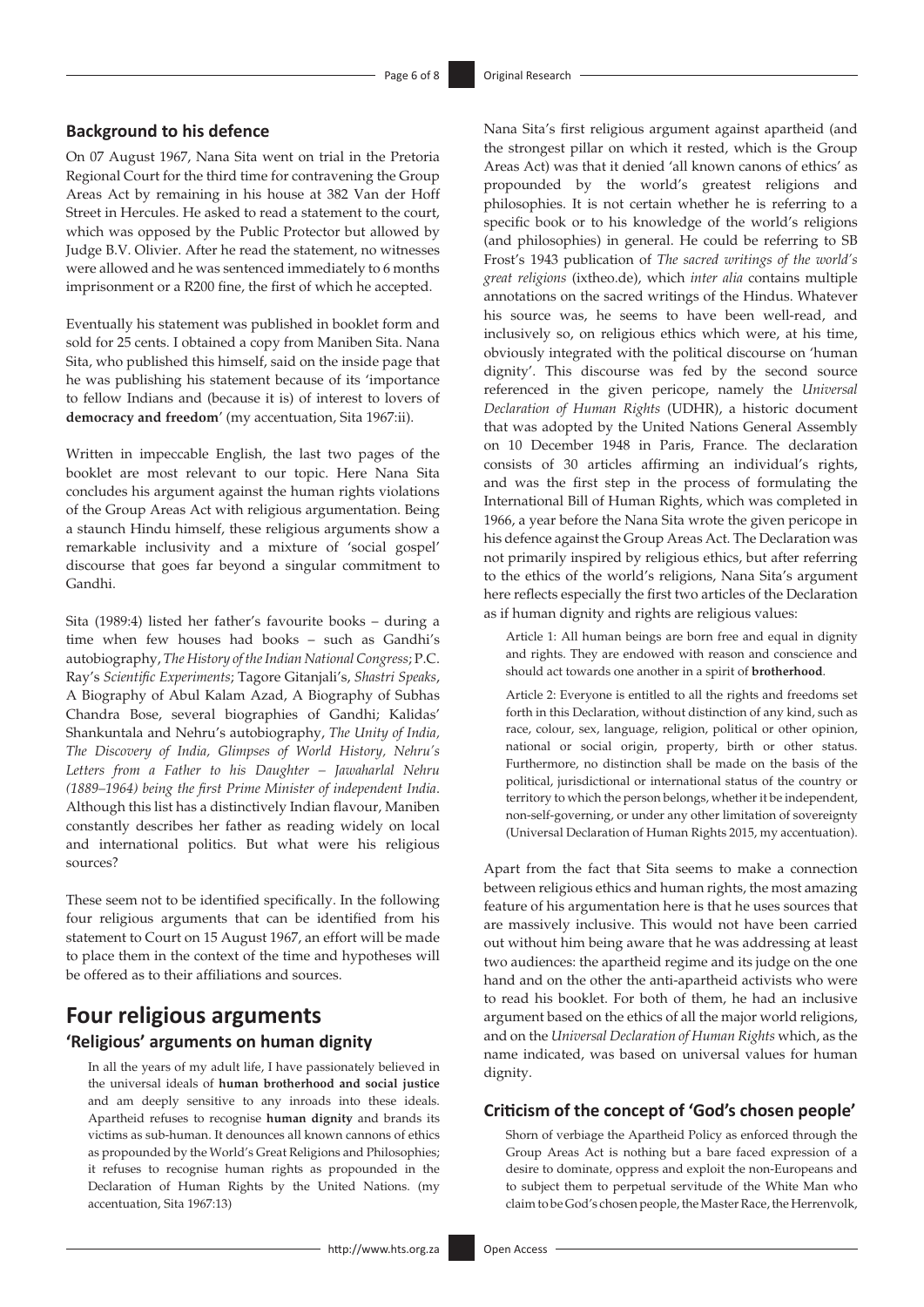### Background to his defence

On 07 August 1967, Nana Sita went on trial in the Pretoria Regional Court for the third time for contravening the Group Areas Act by remaining in his house at 382 Van der Hoff Street in Hercules. He asked to read a statement to the court, which was opposed by the Public Protector but allowed by Judge B.V. Olivier. After he read the statement, no witnesses were allowed and he was sentenced immediately to 6 months imprisonment or a R200 fine, the first of which he accepted.

Eventually his statement was published in booklet form and sold for 25 cents. I obtained a copy from Maniben Sita. Nana Sita, who published this himself, said on the inside page that he was publishing his statement because of its 'importance to fellow Indians and (because it is) of interest to lovers of **democracy and freedom**' (my accentuation, Sita 1967:ii).

Written in impeccable English, the last two pages of the booklet are most relevant to our topic. Here Nana Sita concludes his argument against the human rights violations of the Group Areas Act with religious argumentation. Being a staunch Hindu himself, these religious arguments show a remarkable inclusivity and a mixture of 'social gospel' discourse that goes far beyond a singular commitment to Gandhi.

Sita (1989:4) listed her father's favourite books – during a time when few houses had books – such as Gandhi's autobiography, *The History of the Indian National Congress*; P.C. Ray's *Scientific Experiments*; Tagore Gitanjali's, *Shastri Speaks*, A Biography of Abul Kalam Azad, A Biography of Subhas Chandra Bose, several biographies of Gandhi; Kalidas' Shankuntala and Nehru's autobiography, *The Unity of India, The Discovery of India, Glimpses of World History, Nehru's Letters from a Father to his Daughter – Jawaharlal Nehru (1889–1964) being the first Prime Minister of independent India*. Although this list has a distinctively Indian flavour, Maniben constantly describes her father as reading widely on local and international politics. But what were his religious sources?

These seem not to be identified specifically. In the following four religious arguments that can be identified from his statement to Court on 15 August 1967, an effort will be made to place them in the context of the time and hypotheses will be offered as to their affiliations and sources.

## Four religious arguments

### 'Religious' arguments on human dignity

> In all the years of my adult life, I have passionately believed in the universal ideals of **human brotherhood and social justice** and am deeply sensitive to any inroads into these ideals. Apartheid refuses to recognise **human dignity** and brands its victims as sub-human. It denounces all known cannons of ethics as propounded by the World's Great Religions and Philosophies; it refuses to recognise human rights as propounded in the Declaration of Human Rights by the United Nations. (my accentuation, Sita 1967:13)

Nana Sita's first religious argument against apartheid (and the strongest pillar on which it rested, which is the Group Areas Act) was that it denied 'all known canons of ethics' as propounded by the world's greatest religions and philosophies. It is not certain whether he is referring to a specific book or to his knowledge of the world's religions (and philosophies) in general. He could be referring to SB Frost's 1943 publication of *The sacred writings of the world's great religions* (ixtheo.de), which *inter alia* contains multiple annotations on the sacred writings of the Hindus. Whatever his source was, he seems to have been well-read, and inclusively so, on religious ethics which were, at his time, obviously integrated with the political discourse on 'human dignity'. This discourse was fed by the second source referenced in the given pericope, namely the *Universal Declaration of Human Rights* (UDHR), a historic document that was adopted by the United Nations General Assembly on 10 December 1948 in Paris, France. The declaration consists of 30 articles affirming an individual's rights, and was the first step in the process of formulating the International Bill of Human Rights, which was completed in 1966, a year before the Nana Sita wrote the given pericope in his defence against the Group Areas Act. The Declaration was not primarily inspired by religious ethics, but after referring to the ethics of the world's religions, Nana Sita's argument here reflects especially the first two articles of the Declaration as if human dignity and rights are religious values:

> Article 1: All human beings are born free and equal in dignity and rights. They are endowed with reason and conscience and should act towards one another in a spirit of **brotherhood**.
>
> Article 2: Everyone is entitled to all the rights and freedoms set forth in this Declaration, without distinction of any kind, such as race, colour, sex, language, religion, political or other opinion, national or social origin, property, birth or other status. Furthermore, no distinction shall be made on the basis of the political, jurisdictional or international status of the country or territory to which the person belongs, whether it be independent, non-self-governing, or under any other limitation of sovereignty (Universal Declaration of Human Rights 2015, my accentuation).

Apart from the fact that Sita seems to make a connection between religious ethics and human rights, the most amazing feature of his argumentation here is that he uses sources that are massively inclusive. This would not have been carried out without him being aware that he was addressing at least two audiences: the apartheid regime and its judge on the one hand and on the other the anti-apartheid activists who were to read his booklet. For both of them, he had an inclusive argument based on the ethics of all the major world religions, and on the *Universal Declaration of Human Rights* which, as the name indicated, was based on universal values for human dignity.

### Criticism of the concept of 'God's chosen people'

> Shorn of verbiage the Apartheid Policy as enforced through the Group Areas Act is nothing but a bare faced expression of a desire to dominate, oppress and exploit the non-Europeans and to subject them to perpetual servitude of the White Man who claim to be God's chosen people, the Master Race, the Herrenvolk,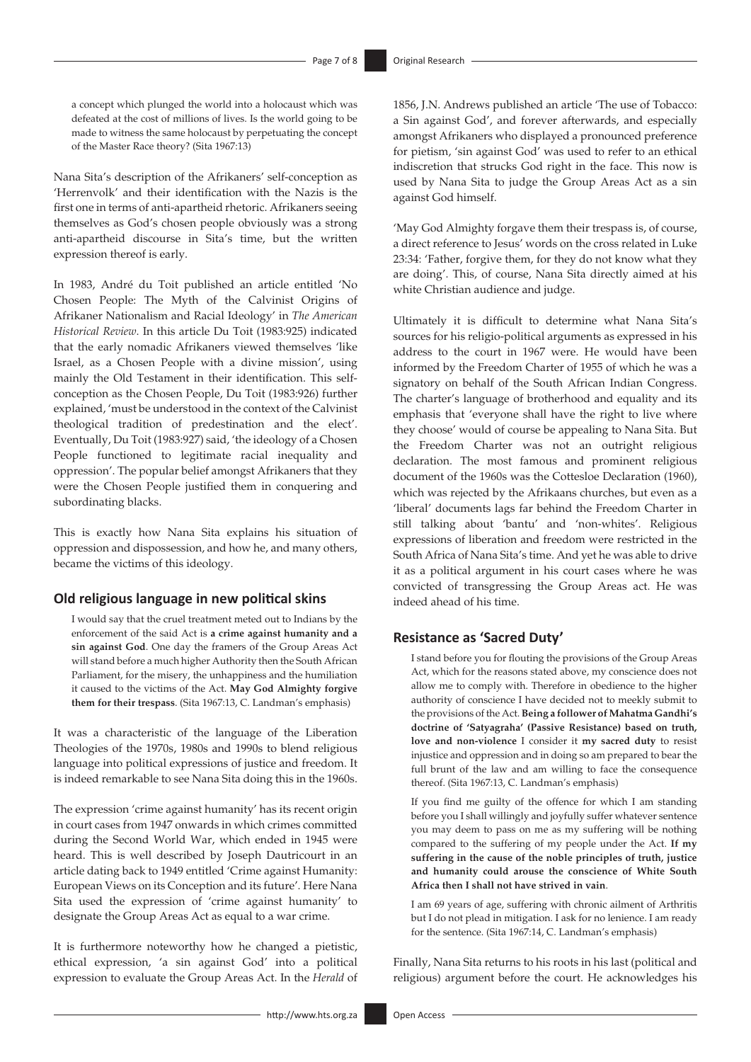a concept which plunged the world into a holocaust which was defeated at the cost of millions of lives. Is the world going to be made to witness the same holocaust by perpetuating the concept of the Master Race theory? (Sita 1967:13)

Nana Sita's description of the Afrikaners' self-conception as 'Herrenvolk' and their identification with the Nazis is the first one in terms of anti-apartheid rhetoric. Afrikaners seeing themselves as God's chosen people obviously was a strong anti-apartheid discourse in Sita's time, but the written expression thereof is early.

In 1983, André du Toit published an article entitled 'No Chosen People: The Myth of the Calvinist Origins of Afrikaner Nationalism and Racial Ideology' in *The American Historical Review*. In this article Du Toit (1983:925) indicated that the early nomadic Afrikaners viewed themselves 'like Israel, as a Chosen People with a divine mission', using mainly the Old Testament in their identification. This self-conception as the Chosen People, Du Toit (1983:926) further explained, 'must be understood in the context of the Calvinist theological tradition of predestination and the elect'. Eventually, Du Toit (1983:927) said, 'the ideology of a Chosen People functioned to legitimate racial inequality and oppression'. The popular belief amongst Afrikaners that they were the Chosen People justified them in conquering and subordinating blacks.

This is exactly how Nana Sita explains his situation of oppression and dispossession, and how he, and many others, became the victims of this ideology.

## Old religious language in new political skins

> I would say that the cruel treatment meted out to Indians by the enforcement of the said Act is **a crime against humanity and a sin against God**. One day the framers of the Group Areas Act will stand before a much higher Authority then the South African Parliament, for the misery, the unhappiness and the humiliation it caused to the victims of the Act. **May God Almighty forgive them for their trespass**. (Sita 1967:13, C. Landman's emphasis)

It was a characteristic of the language of the Liberation Theologies of the 1970s, 1980s and 1990s to blend religious language into political expressions of justice and freedom. It is indeed remarkable to see Nana Sita doing this in the 1960s.

The expression 'crime against humanity' has its recent origin in court cases from 1947 onwards in which crimes committed during the Second World War, which ended in 1945 were heard. This is well described by Joseph Dautricourt in an article dating back to 1949 entitled 'Crime against Humanity: European Views on its Conception and its future'. Here Nana Sita used the expression of 'crime against humanity' to designate the Group Areas Act as equal to a war crime.

It is furthermore noteworthy how he changed a pietistic, ethical expression, 'a sin against God' into a political expression to evaluate the Group Areas Act. In the *Herald* of 1856, J.N. Andrews published an article 'The use of Tobacco: a Sin against God', and forever afterwards, and especially amongst Afrikaners who displayed a pronounced preference for pietism, 'sin against God' was used to refer to an ethical indiscretion that strucks God right in the face. This now is used by Nana Sita to judge the Group Areas Act as a sin against God himself.

'May God Almighty forgave them their trespass is, of course, a direct reference to Jesus' words on the cross related in Luke 23:34: 'Father, forgive them, for they do not know what they are doing'. This, of course, Nana Sita directly aimed at his white Christian audience and judge.

Ultimately it is difficult to determine what Nana Sita's sources for his religio-political arguments as expressed in his address to the court in 1967 were. He would have been informed by the Freedom Charter of 1955 of which he was a signatory on behalf of the South African Indian Congress. The charter's language of brotherhood and equality and its emphasis that 'everyone shall have the right to live where they choose' would of course be appealing to Nana Sita. But the Freedom Charter was not an outright religious declaration. The most famous and prominent religious document of the 1960s was the Cottesloe Declaration (1960), which was rejected by the Afrikaans churches, but even as a 'liberal' documents lags far behind the Freedom Charter in still talking about 'bantu' and 'non-whites'. Religious expressions of liberation and freedom were restricted in the South Africa of Nana Sita's time. And yet he was able to drive it as a political argument in his court cases where he was convicted of transgressing the Group Areas act. He was indeed ahead of his time.

## Resistance as 'Sacred Duty'

> I stand before you for flouting the provisions of the Group Areas Act, which for the reasons stated above, my conscience does not allow me to comply with. Therefore in obedience to the higher authority of conscience I have decided not to meekly submit to the provisions of the Act. **Being a follower of Mahatma Gandhi's doctrine of 'Satyagraha' (Passive Resistance) based on truth, love and non-violence** I consider it **my sacred duty** to resist injustice and oppression and in doing so am prepared to bear the full brunt of the law and am willing to face the consequence thereof. (Sita 1967:13, C. Landman's emphasis)
>
> If you find me guilty of the offence for which I am standing before you I shall willingly and joyfully suffer whatever sentence you may deem to pass on me as my suffering will be nothing compared to the suffering of my people under the Act. **If my suffering in the cause of the noble principles of truth, justice and humanity could arouse the conscience of White South Africa then I shall not have strived in vain**.
>
> I am 69 years of age, suffering with chronic ailment of Arthritis but I do not plead in mitigation. I ask for no lenience. I am ready for the sentence. (Sita 1967:14, C. Landman's emphasis)

Finally, Nana Sita returns to his roots in his last (political and religious) argument before the court. He acknowledges his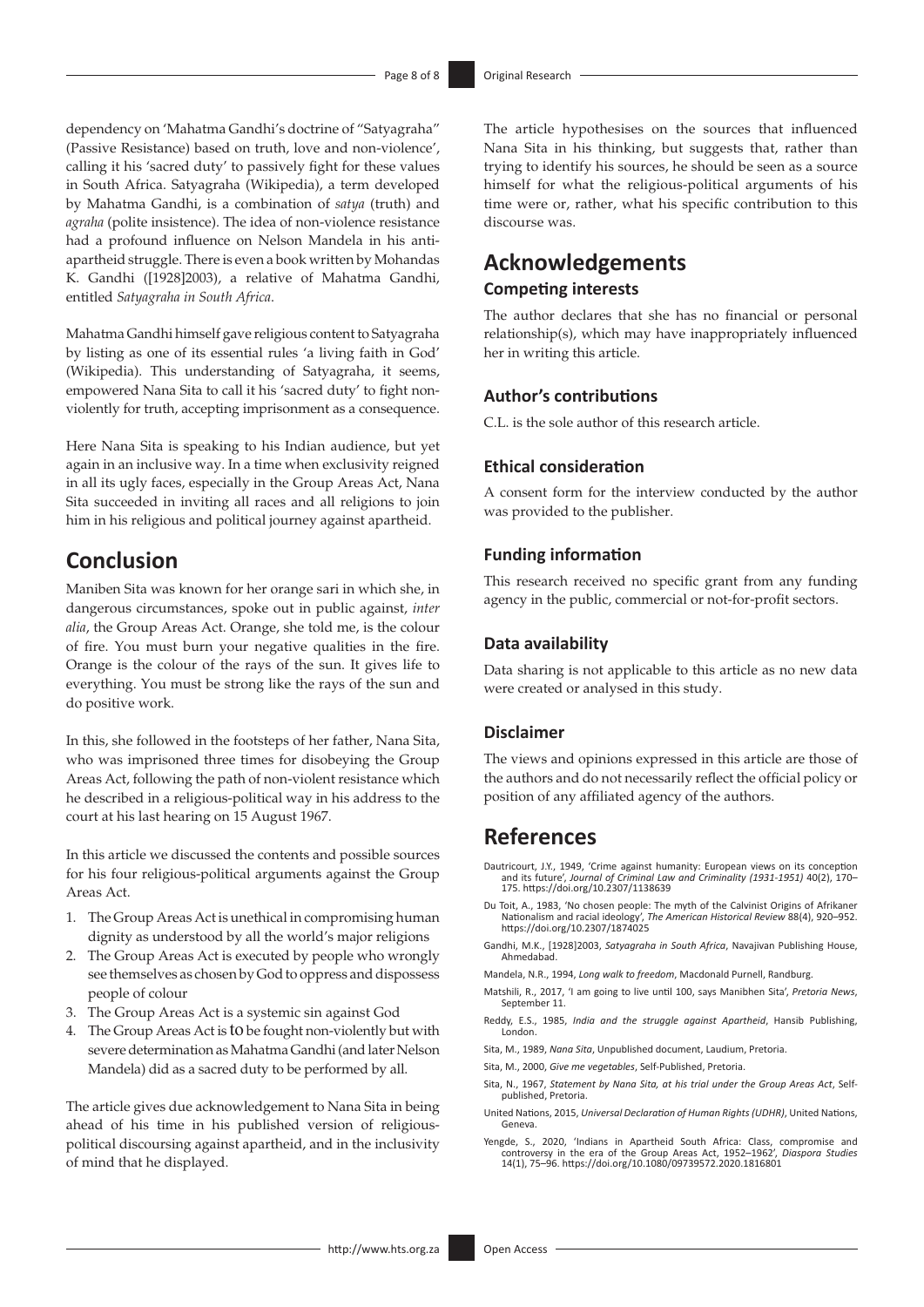dependency on 'Mahatma Gandhi's doctrine of "Satyagraha" (Passive Resistance) based on truth, love and non-violence', calling it his 'sacred duty' to passively fight for these values in South Africa. Satyagraha (Wikipedia), a term developed by Mahatma Gandhi, is a combination of *satya* (truth) and *agraha* (polite insistence). The idea of non-violence resistance had a profound influence on Nelson Mandela in his anti-apartheid struggle. There is even a book written by Mohandas K. Gandhi ([1928]2003), a relative of Mahatma Gandhi, entitled *Satyagraha in South Africa*.

Mahatma Gandhi himself gave religious content to Satyagraha by listing as one of its essential rules 'a living faith in God' (Wikipedia). This understanding of Satyagraha, it seems, empowered Nana Sita to call it his 'sacred duty' to fight non-violently for truth, accepting imprisonment as a consequence.

Here Nana Sita is speaking to his Indian audience, but yet again in an inclusive way. In a time when exclusivity reigned in all its ugly faces, especially in the Group Areas Act, Nana Sita succeeded in inviting all races and all religions to join him in his religious and political journey against apartheid.

## Conclusion

Maniben Sita was known for her orange sari in which she, in dangerous circumstances, spoke out in public against, *inter alia*, the Group Areas Act. Orange, she told me, is the colour of fire. You must burn your negative qualities in the fire. Orange is the colour of the rays of the sun. It gives life to everything. You must be strong like the rays of the sun and do positive work.

In this, she followed in the footsteps of her father, Nana Sita, who was imprisoned three times for disobeying the Group Areas Act, following the path of non-violent resistance which he described in a religious-political way in his address to the court at his last hearing on 15 August 1967.

In this article we discussed the contents and possible sources for his four religious-political arguments against the Group Areas Act.

1. The Group Areas Act is unethical in compromising human dignity as understood by all the world's major religions
2. The Group Areas Act is executed by people who wrongly see themselves as chosen by God to oppress and dispossess people of colour
3. The Group Areas Act is a systemic sin against God
4. The Group Areas Act is to be fought non-violently but with severe determination as Mahatma Gandhi (and later Nelson Mandela) did as a sacred duty to be performed by all.

The article gives due acknowledgement to Nana Sita in being ahead of his time in his published version of religious-political discoursing against apartheid, and in the inclusivity of mind that he displayed.

The article hypothesises on the sources that influenced Nana Sita in his thinking, but suggests that, rather than trying to identify his sources, he should be seen as a source himself for what the religious-political arguments of his time were or, rather, what his specific contribution to this discourse was.

## Acknowledgements

### Competing interests

The author declares that she has no financial or personal relationship(s), which may have inappropriately influenced her in writing this article.

### Author's contributions

C.L. is the sole author of this research article.

### Ethical consideration

A consent form for the interview conducted by the author was provided to the publisher.

### Funding information

This research received no specific grant from any funding agency in the public, commercial or not-for-profit sectors.

### Data availability

Data sharing is not applicable to this article as no new data were created or analysed in this study.

### Disclaimer

The views and opinions expressed in this article are those of the authors and do not necessarily reflect the official policy or position of any affiliated agency of the authors.

## References

Dautricourt, J.Y., 1949, 'Crime against humanity: European views on its conception and its future', *Journal of Criminal Law and Criminality (1931-1951)* 40(2), 170–175. https://doi.org/10.2307/1138639

Du Toit, A., 1983, 'No chosen people: The myth of the Calvinist Origins of Afrikaner Nationalism and racial ideology', *The American Historical Review* 88(4), 920–952. https://doi.org/10.2307/1874025

Gandhi, M.K., [1928]2003, *Satyagraha in South Africa*, Navajivan Publishing House, Ahmedabad.

Mandela, N.R., 1994, *Long walk to freedom*, Macdonald Purnell, Randburg.

Matshili, R., 2017, 'I am going to live until 100, says Manibhen Sita', *Pretoria News*, September 11.

Reddy, E.S., 1985, *India and the struggle against Apartheid*, Hansib Publishing, London.

Sita, M., 1989, *Nana Sita*, Unpublished document, Laudium, Pretoria.

Sita, M., 2000, *Give me vegetables*, Self-Published, Pretoria.

Sita, N., 1967, *Statement by Nana Sita, at his trial under the Group Areas Act*, Self-published, Pretoria.

United Nations, 2015, *Universal Declaration of Human Rights (UDHR)*, United Nations, Geneva.

Yengde, S., 2020, 'Indians in Apartheid South Africa: Class, compromise and controversy in the era of the Group Areas Act, 1952–1962', *Diaspora Studies* 14(1), 75–96. https://doi.org/10.1080/09739572.2020.1816801